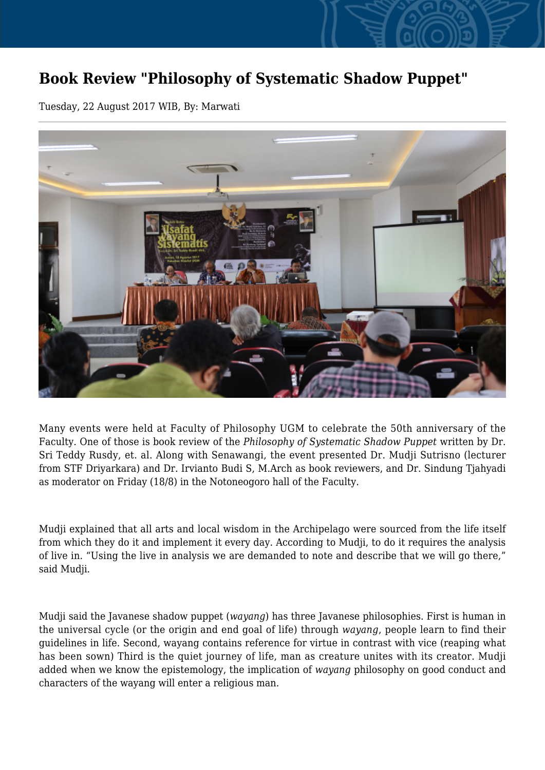# Book Review "Philosophy of Systematic Shadow Puppet"

Tuesday, 22 August 2017 WIB, By: Marwati

Many events were held at Faculty of Philosophy UGM to celebrate the 50th anniversary of the Faculty. One of those is book review of the *Philosophy of Systematic Shadow Puppet* written by Dr. Sri Teddy Rusdy, et. al. Along with Senawangi, the event presented Dr. Mudji Sutrisno (lecturer from STF Driyarkara) and Dr. Irvianto Budi S, M.Arch as book reviewers, and Dr. Sindung Tjahyadi as moderator on Friday (18/8) in the Notoneogoro hall of the Faculty.

Mudji explained that all arts and local wisdom in the Archipelago were sourced from the life itself from which they do it and implement it every day. According to Mudji, to do it requires the analysis of live in. "Using the live in analysis we are demanded to note and describe that we will go there," said Mudji.

Mudji said the Javanese shadow puppet (*wayang*) has three Javanese philosophies. First is human in the universal cycle (or the origin and end goal of life) through *wayang*, people learn to find their guidelines in life. Second, wayang contains reference for virtue in contrast with vice (reaping what has been sown) Third is the quiet journey of life, man as creature unites with its creator. Mudji added when we know the epistemology, the implication of *wayang* philosophy on good conduct and characters of the wayang will enter a religious man.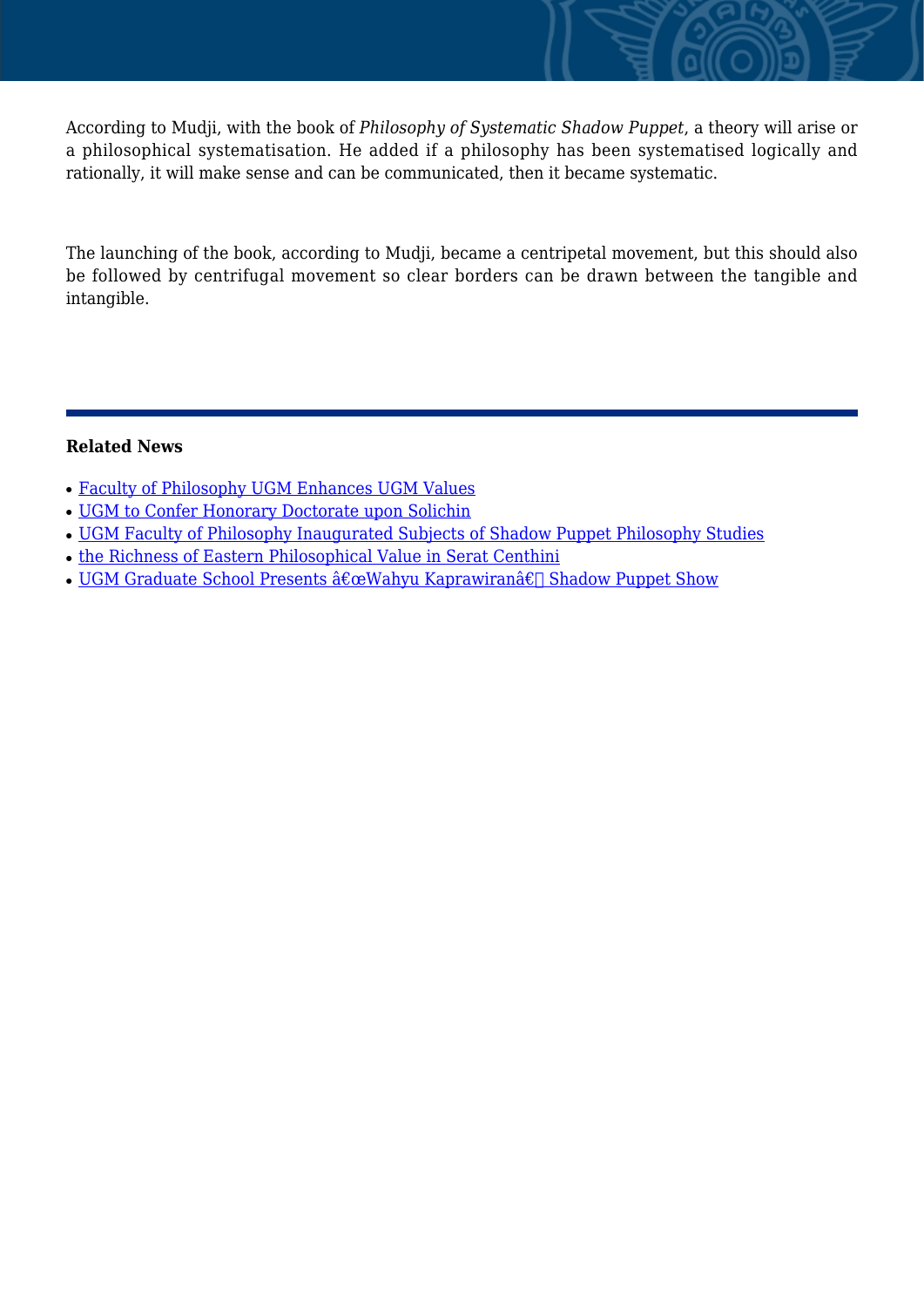According to Mudji, with the book of *Philosophy of Systematic Shadow Puppet*, a theory will arise or a philosophical systematisation. He added if a philosophy has been systematised logically and rationally, it will make sense and can be communicated, then it became systematic.

The launching of the book, according to Mudji, became a centripetal movement, but this should also be followed by centrifugal movement so clear borders can be drawn between the tangible and intangible.

---

**Related News**

- Faculty of Philosophy UGM Enhances UGM Values
- UGM to Confer Honorary Doctorate upon Solichin
- UGM Faculty of Philosophy Inaugurated Subjects of Shadow Puppet Philosophy Studies
- the Richness of Eastern Philosophical Value in Serat Centhini
- UGM Graduate School Presents â€œWahyu Kaprawiranâ€ Shadow Puppet Show